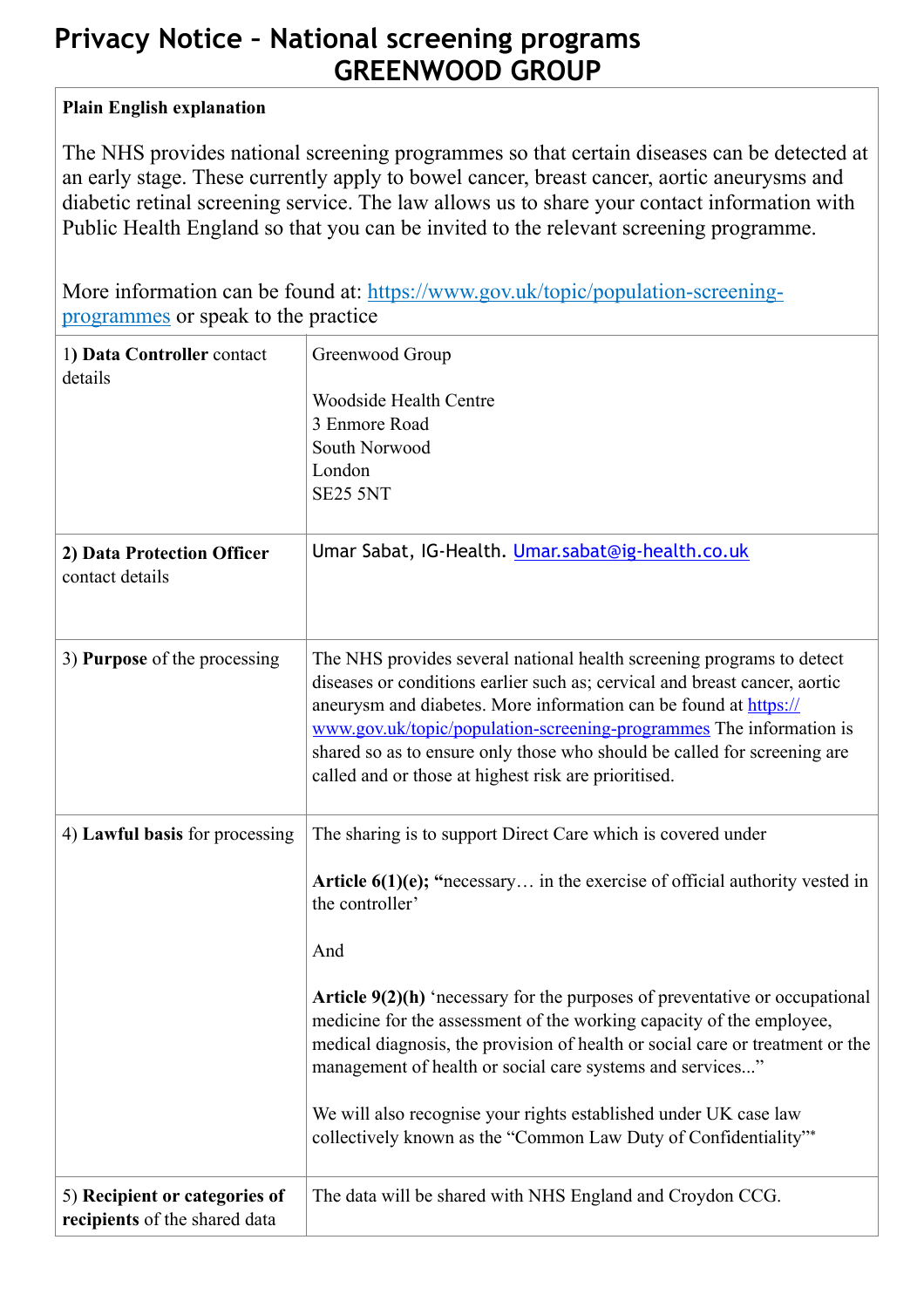# Privacy Notice – National screening programs
# GREENWOOD GROUP

| **Plain English explanation**<br><br>The NHS provides national screening programmes so that certain diseases can be detected at an early stage. These currently apply to bowel cancer, breast cancer, aortic aneurysms and diabetic retinal screening service. The law allows us to share your contact information with Public Health England so that you can be invited to the relevant screening programme.<br><br>More information can be found at: [https://www.gov.uk/topic/population-screening-programmes](https://www.gov.uk/topic/population-screening-programmes) or speak to the practice | |
|---|---|
| 1) **Data Controller** contact details | Greenwood Group<br><br>Woodside Health Centre<br>3 Enmore Road<br>South Norwood<br>London<br>SE25 5NT |
| **2) Data Protection Officer** contact details | Umar Sabat, IG-Health. [Umar.sabat@ig-health.co.uk](mailto:Umar.sabat@ig-health.co.uk) |
| 3) **Purpose** of the processing | The NHS provides several national health screening programs to detect diseases or conditions earlier such as; cervical and breast cancer, aortic aneurysm and diabetes. More information can be found at [https://www.gov.uk/topic/population-screening-programmes](https://www.gov.uk/topic/population-screening-programmes) The information is shared so as to ensure only those who should be called for screening are called and or those at highest risk are prioritised. |
| 4) **Lawful basis** for processing | The sharing is to support Direct Care which is covered under<br><br>**Article 6(1)(e); "**necessary… in the exercise of official authority vested in the controller'<br><br>And<br><br>**Article 9(2)(h)** 'necessary for the purposes of preventative or occupational medicine for the assessment of the working capacity of the employee, medical diagnosis, the provision of health or social care or treatment or the management of health or social care systems and services..."<br><br>We will also recognise your rights established under UK case law collectively known as the "Common Law Duty of Confidentiality"* |
| 5) **Recipient or categories of recipients** of the shared data | The data will be shared with NHS England and Croydon CCG. |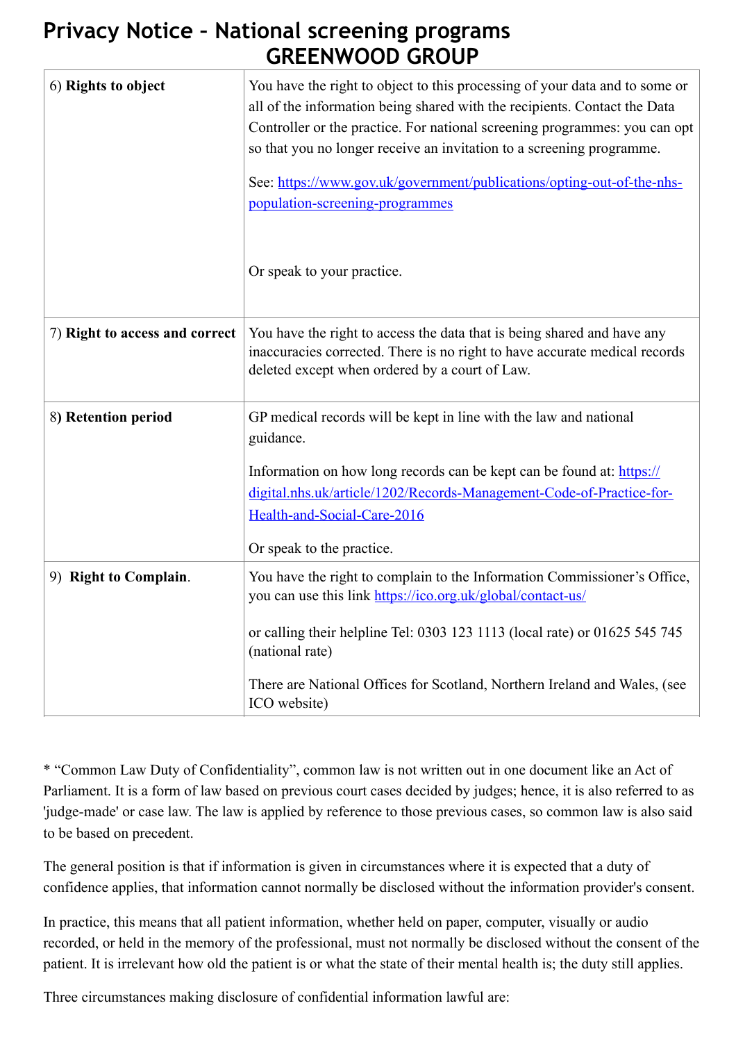# Privacy Notice – National screening programs

## GREENWOOD GROUP

| | |
|---|---|
| 6) **Rights to object** | You have the right to object to this processing of your data and to some or all of the information being shared with the recipients. Contact the Data Controller or the practice. For national screening programmes: you can opt so that you no longer receive an invitation to a screening programme.<br><br>See: [https://www.gov.uk/government/publications/opting-out-of-the-nhs-population-screening-programmes](https://www.gov.uk/government/publications/opting-out-of-the-nhs-population-screening-programmes)<br><br>Or speak to your practice. |
| 7) **Right to access and correct** | You have the right to access the data that is being shared and have any inaccuracies corrected. There is no right to have accurate medical records deleted except when ordered by a court of Law. |
| 8) **Retention period** | GP medical records will be kept in line with the law and national guidance.<br><br>Information on how long records can be kept can be found at: [https://digital.nhs.uk/article/1202/Records-Management-Code-of-Practice-for-Health-and-Social-Care-2016](https://digital.nhs.uk/article/1202/Records-Management-Code-of-Practice-for-Health-and-Social-Care-2016)<br><br>Or speak to the practice. |
| 9) **Right to Complain**. | You have the right to complain to the Information Commissioner's Office, you can use this link [https://ico.org.uk/global/contact-us/](https://ico.org.uk/global/contact-us/)<br><br>or calling their helpline Tel: 0303 123 1113 (local rate) or 01625 545 745 (national rate)<br><br>There are National Offices for Scotland, Northern Ireland and Wales, (see ICO website) |

* "Common Law Duty of Confidentiality", common law is not written out in one document like an Act of Parliament. It is a form of law based on previous court cases decided by judges; hence, it is also referred to as 'judge-made' or case law. The law is applied by reference to those previous cases, so common law is also said to be based on precedent.

The general position is that if information is given in circumstances where it is expected that a duty of confidence applies, that information cannot normally be disclosed without the information provider's consent.

In practice, this means that all patient information, whether held on paper, computer, visually or audio recorded, or held in the memory of the professional, must not normally be disclosed without the consent of the patient. It is irrelevant how old the patient is or what the state of their mental health is; the duty still applies.

Three circumstances making disclosure of confidential information lawful are: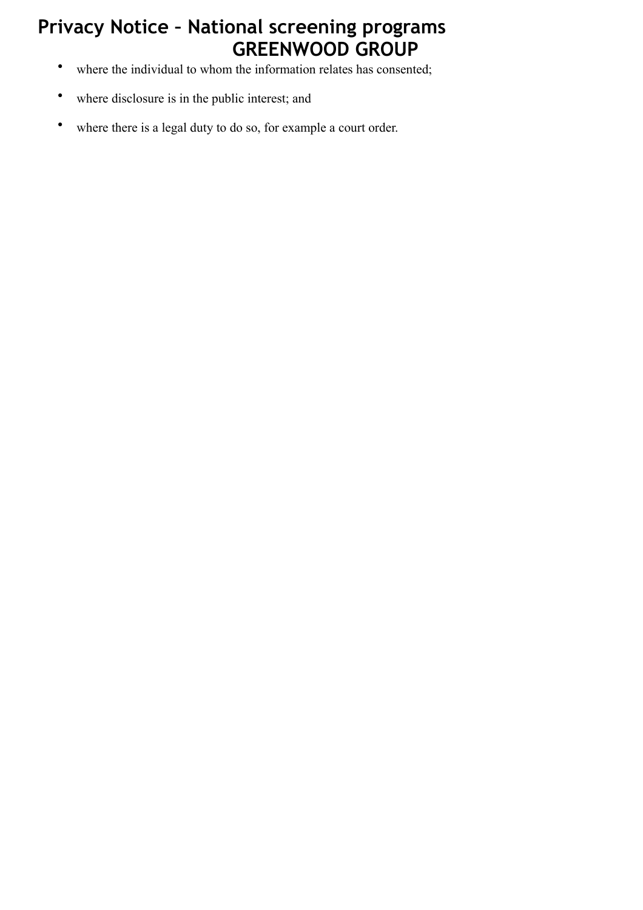- where the individual to whom the information relates has consented;
- where disclosure is in the public interest; and
- where there is a legal duty to do so, for example a court order.